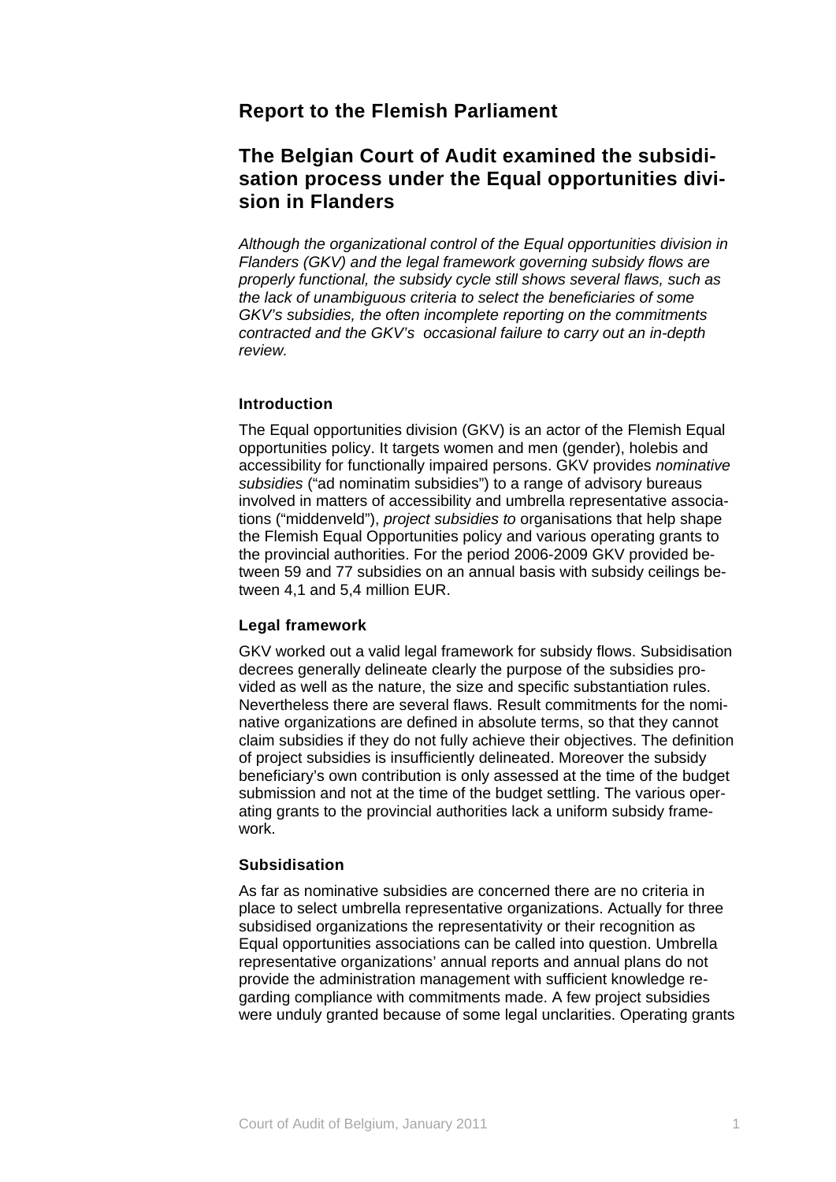## Report to the Flemish Parliament

## The Belgian Court of Audit examined the subsidisation process under the Equal opportunities division in Flanders

*Although the organizational control of the Equal opportunities division in Flanders (GKV) and the legal framework governing subsidy flows are properly functional, the subsidy cycle still shows several flaws, such as the lack of unambiguous criteria to select the beneficiaries of some GKV's subsidies, the often incomplete reporting on the commitments contracted and the GKV's occasional failure to carry out an in-depth review.*

### Introduction

The Equal opportunities division (GKV) is an actor of the Flemish Equal opportunities policy. It targets women and men (gender), holebis and accessibility for functionally impaired persons. GKV provides *nominative subsidies* ("ad nominatim subsidies") to a range of advisory bureaus involved in matters of accessibility and umbrella representative associations ("middenveld"), *project subsidies to* organisations that help shape the Flemish Equal Opportunities policy and various operating grants to the provincial authorities. For the period 2006-2009 GKV provided between 59 and 77 subsidies on an annual basis with subsidy ceilings between 4,1 and 5,4 million EUR.

### Legal framework

GKV worked out a valid legal framework for subsidy flows. Subsidisation decrees generally delineate clearly the purpose of the subsidies provided as well as the nature, the size and specific substantiation rules. Nevertheless there are several flaws. Result commitments for the nominative organizations are defined in absolute terms, so that they cannot claim subsidies if they do not fully achieve their objectives. The definition of project subsidies is insufficiently delineated. Moreover the subsidy beneficiary's own contribution is only assessed at the time of the budget submission and not at the time of the budget settling. The various operating grants to the provincial authorities lack a uniform subsidy framework.

### Subsidisation

As far as nominative subsidies are concerned there are no criteria in place to select umbrella representative organizations. Actually for three subsidised organizations the representativity or their recognition as Equal opportunities associations can be called into question. Umbrella representative organizations' annual reports and annual plans do not provide the administration management with sufficient knowledge regarding compliance with commitments made. A few project subsidies were unduly granted because of some legal unclarities. Operating grants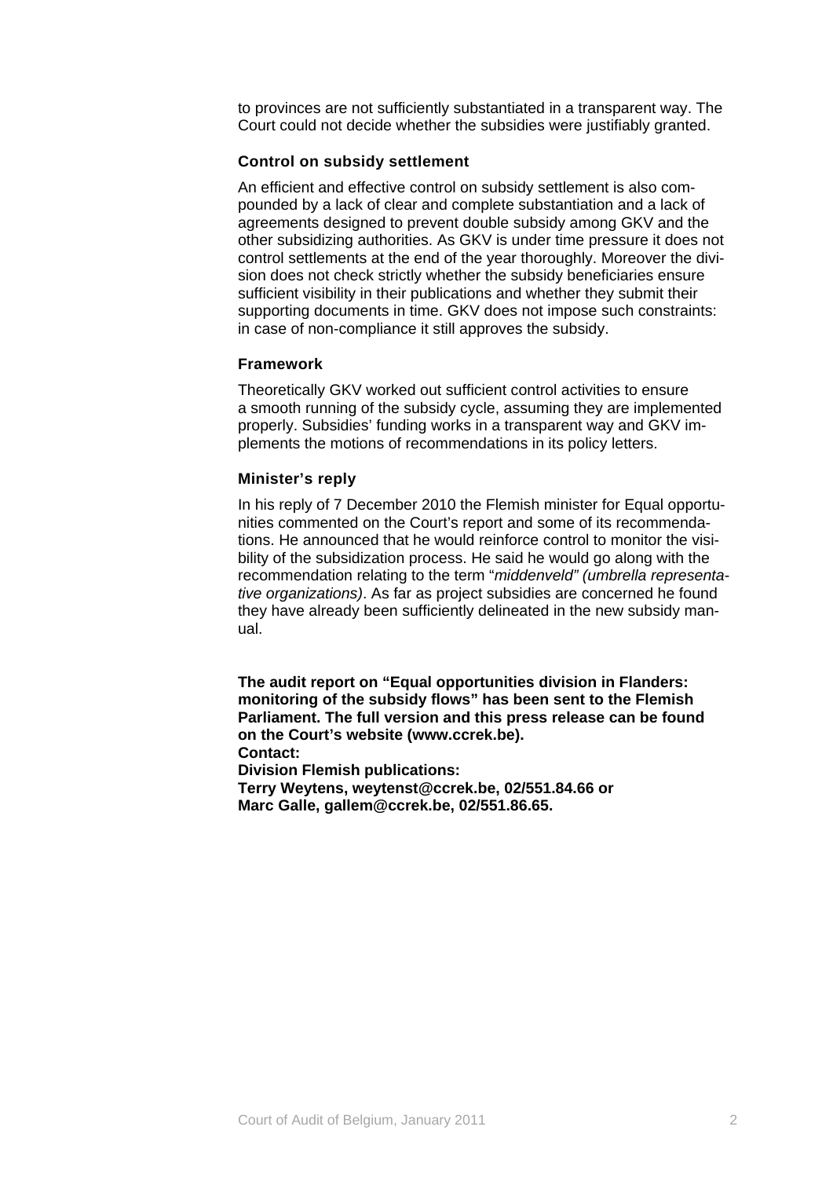to provinces are not sufficiently substantiated in a transparent way. The Court could not decide whether the subsidies were justifiably granted.

### Control on subsidy settlement

An efficient and effective control on subsidy settlement is also compounded by a lack of clear and complete substantiation and a lack of agreements designed to prevent double subsidy among GKV and the other subsidizing authorities. As GKV is under time pressure it does not control settlements at the end of the year thoroughly. Moreover the division does not check strictly whether the subsidy beneficiaries ensure sufficient visibility in their publications and whether they submit their supporting documents in time. GKV does not impose such constraints: in case of non-compliance it still approves the subsidy.

### Framework

Theoretically GKV worked out sufficient control activities to ensure a smooth running of the subsidy cycle, assuming they are implemented properly. Subsidies' funding works in a transparent way and GKV implements the motions of recommendations in its policy letters.

### Minister's reply

In his reply of 7 December 2010 the Flemish minister for Equal opportunities commented on the Court's report and some of its recommendations. He announced that he would reinforce control to monitor the visibility of the subsidization process. He said he would go along with the recommendation relating to the term "*middenveld" (umbrella representative organizations)*. As far as project subsidies are concerned he found they have already been sufficiently delineated in the new subsidy manual.

**The audit report on "Equal opportunities division in Flanders: monitoring of the subsidy flows" has been sent to the Flemish Parliament. The full version and this press release can be found on the Court's website (www.ccrek.be).**
**Contact:**
**Division Flemish publications:**
**Terry Weytens, weytenst@ccrek.be, 02/551.84.66 or**
**Marc Galle, gallem@ccrek.be, 02/551.86.65.**